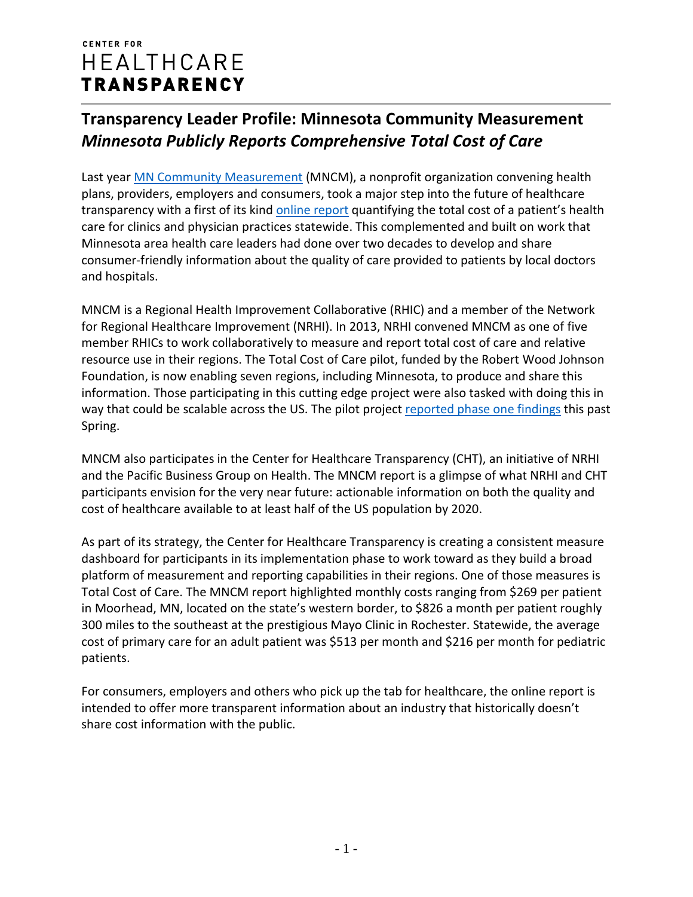CENTER FOR
HEALTHCARE
**TRANSPARENCY**

## Transparency Leader Profile: Minnesota Community Measurement
## *Minnesota Publicly Reports Comprehensive Total Cost of Care*

Last year MN Community Measurement (MNCM), a nonprofit organization convening health plans, providers, employers and consumers, took a major step into the future of healthcare transparency with a first of its kind online report quantifying the total cost of a patient's health care for clinics and physician practices statewide. This complemented and built on work that Minnesota area health care leaders had done over two decades to develop and share consumer-friendly information about the quality of care provided to patients by local doctors and hospitals.

MNCM is a Regional Health Improvement Collaborative (RHIC) and a member of the Network for Regional Healthcare Improvement (NRHI). In 2013, NRHI convened MNCM as one of five member RHICs to work collaboratively to measure and report total cost of care and relative resource use in their regions. The Total Cost of Care pilot, funded by the Robert Wood Johnson Foundation, is now enabling seven regions, including Minnesota, to produce and share this information. Those participating in this cutting edge project were also tasked with doing this in way that could be scalable across the US. The pilot project reported phase one findings this past Spring.

MNCM also participates in the Center for Healthcare Transparency (CHT), an initiative of NRHI and the Pacific Business Group on Health. The MNCM report is a glimpse of what NRHI and CHT participants envision for the very near future: actionable information on both the quality and cost of healthcare available to at least half of the US population by 2020.

As part of its strategy, the Center for Healthcare Transparency is creating a consistent measure dashboard for participants in its implementation phase to work toward as they build a broad platform of measurement and reporting capabilities in their regions. One of those measures is Total Cost of Care. The MNCM report highlighted monthly costs ranging from $269 per patient in Moorhead, MN, located on the state's western border, to $826 a month per patient roughly 300 miles to the southeast at the prestigious Mayo Clinic in Rochester. Statewide, the average cost of primary care for an adult patient was $513 per month and $216 per month for pediatric patients.

For consumers, employers and others who pick up the tab for healthcare, the online report is intended to offer more transparent information about an industry that historically doesn't share cost information with the public.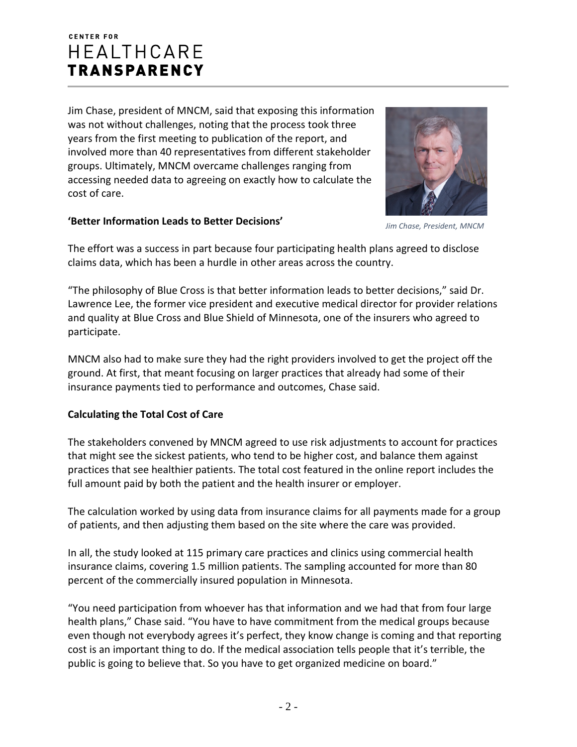Jim Chase, president of MNCM, said that exposing this information was not without challenges, noting that the process took three years from the first meeting to publication of the report, and involved more than 40 representatives from different stakeholder groups. Ultimately, MNCM overcame challenges ranging from accessing needed data to agreeing on exactly how to calculate the cost of care.

*Jim Chase, President, MNCM*

**'Better Information Leads to Better Decisions'**

The effort was a success in part because four participating health plans agreed to disclose claims data, which has been a hurdle in other areas across the country.

"The philosophy of Blue Cross is that better information leads to better decisions," said Dr. Lawrence Lee, the former vice president and executive medical director for provider relations and quality at Blue Cross and Blue Shield of Minnesota, one of the insurers who agreed to participate.

MNCM also had to make sure they had the right providers involved to get the project off the ground. At first, that meant focusing on larger practices that already had some of their insurance payments tied to performance and outcomes, Chase said.

**Calculating the Total Cost of Care**

The stakeholders convened by MNCM agreed to use risk adjustments to account for practices that might see the sickest patients, who tend to be higher cost, and balance them against practices that see healthier patients. The total cost featured in the online report includes the full amount paid by both the patient and the health insurer or employer.

The calculation worked by using data from insurance claims for all payments made for a group of patients, and then adjusting them based on the site where the care was provided.

In all, the study looked at 115 primary care practices and clinics using commercial health insurance claims, covering 1.5 million patients. The sampling accounted for more than 80 percent of the commercially insured population in Minnesota.

"You need participation from whoever has that information and we had that from four large health plans," Chase said. "You have to have commitment from the medical groups because even though not everybody agrees it's perfect, they know change is coming and that reporting cost is an important thing to do. If the medical association tells people that it's terrible, the public is going to believe that. So you have to get organized medicine on board."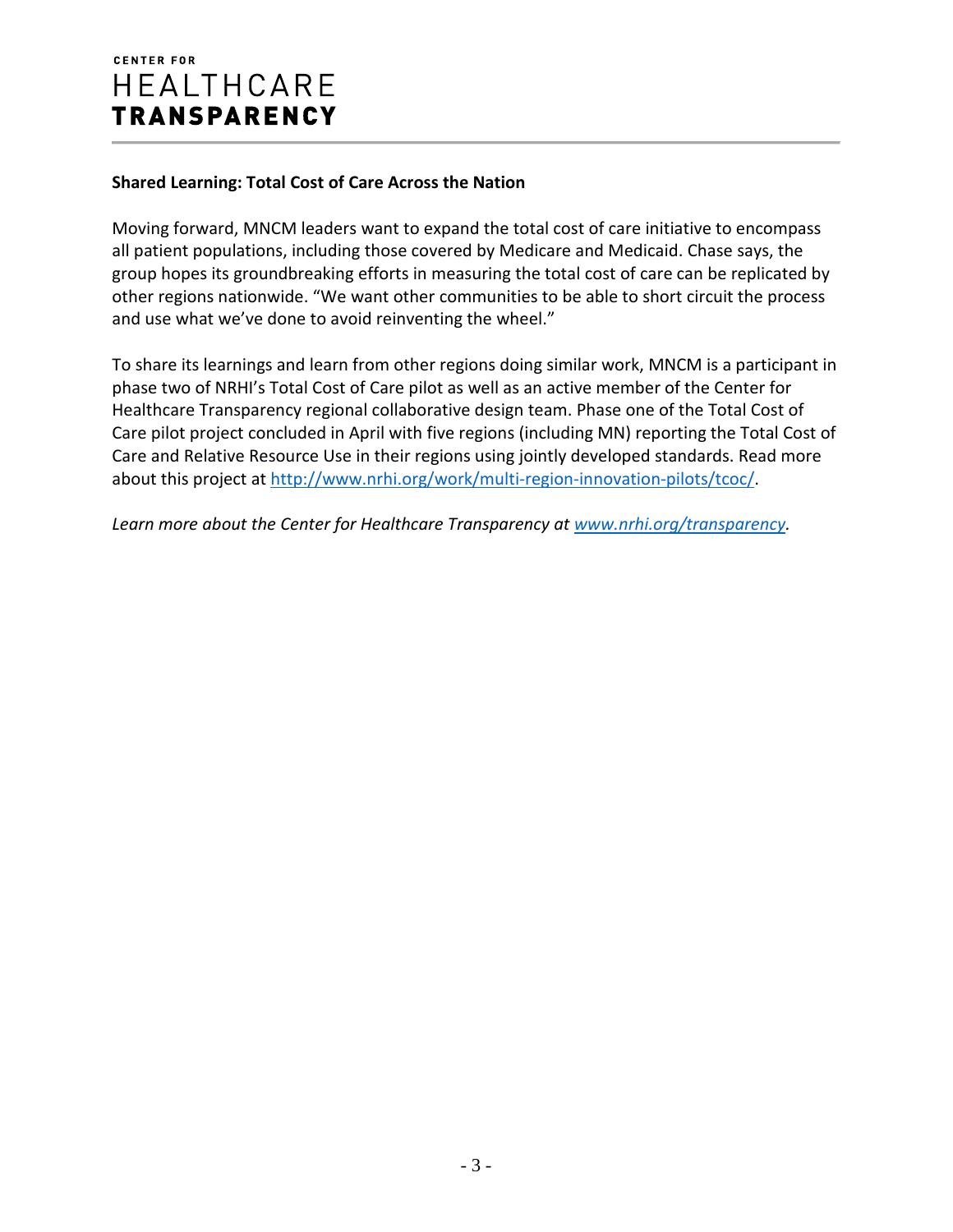### Shared Learning: Total Cost of Care Across the Nation

Moving forward, MNCM leaders want to expand the total cost of care initiative to encompass all patient populations, including those covered by Medicare and Medicaid. Chase says, the group hopes its groundbreaking efforts in measuring the total cost of care can be replicated by other regions nationwide. "We want other communities to be able to short circuit the process and use what we've done to avoid reinventing the wheel."

To share its learnings and learn from other regions doing similar work, MNCM is a participant in phase two of NRHI's Total Cost of Care pilot as well as an active member of the Center for Healthcare Transparency regional collaborative design team. Phase one of the Total Cost of Care pilot project concluded in April with five regions (including MN) reporting the Total Cost of Care and Relative Resource Use in their regions using jointly developed standards. Read more about this project at http://www.nrhi.org/work/multi-region-innovation-pilots/tcoc/.

*Learn more about the Center for Healthcare Transparency at www.nrhi.org/transparency.*